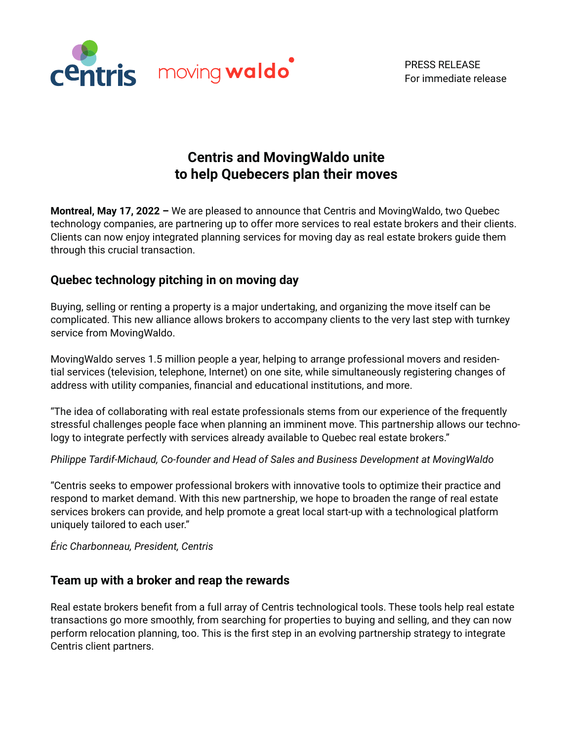PRESS RELEASE
For immediate release

# Centris and MovingWaldo unite to help Quebecers plan their moves

**Montreal, May 17, 2022 –** We are pleased to announce that Centris and MovingWaldo, two Quebec technology companies, are partnering up to offer more services to real estate brokers and their clients. Clients can now enjoy integrated planning services for moving day as real estate brokers guide them through this crucial transaction.

## Quebec technology pitching in on moving day

Buying, selling or renting a property is a major undertaking, and organizing the move itself can be complicated. This new alliance allows brokers to accompany clients to the very last step with turnkey service from MovingWaldo.

MovingWaldo serves 1.5 million people a year, helping to arrange professional movers and residential services (television, telephone, Internet) on one site, while simultaneously registering changes of address with utility companies, financial and educational institutions, and more.

“The idea of collaborating with real estate professionals stems from our experience of the frequently stressful challenges people face when planning an imminent move. This partnership allows our technology to integrate perfectly with services already available to Quebec real estate brokers.”

*Philippe Tardif-Michaud, Co-founder and Head of Sales and Business Development at MovingWaldo*

“Centris seeks to empower professional brokers with innovative tools to optimize their practice and respond to market demand. With this new partnership, we hope to broaden the range of real estate services brokers can provide, and help promote a great local start-up with a technological platform uniquely tailored to each user.”

*Éric Charbonneau, President, Centris*

## Team up with a broker and reap the rewards

Real estate brokers benefit from a full array of Centris technological tools. These tools help real estate transactions go more smoothly, from searching for properties to buying and selling, and they can now perform relocation planning, too. This is the first step in an evolving partnership strategy to integrate Centris client partners.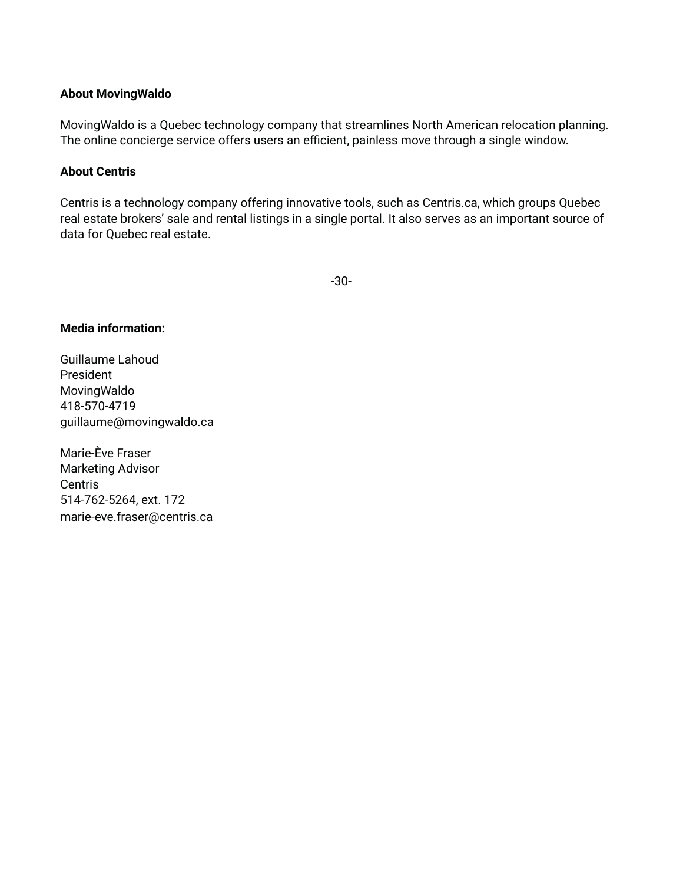**About MovingWaldo**

MovingWaldo is a Quebec technology company that streamlines North American relocation planning. The online concierge service offers users an efficient, painless move through a single window.

**About Centris**

Centris is a technology company offering innovative tools, such as Centris.ca, which groups Quebec real estate brokers' sale and rental listings in a single portal. It also serves as an important source of data for Quebec real estate.

-30-

**Media information:**

Guillaume Lahoud
President
MovingWaldo
418-570-4719
guillaume@movingwaldo.ca

Marie-Ève Fraser
Marketing Advisor
Centris
514-762-5264, ext. 172
marie-eve.fraser@centris.ca